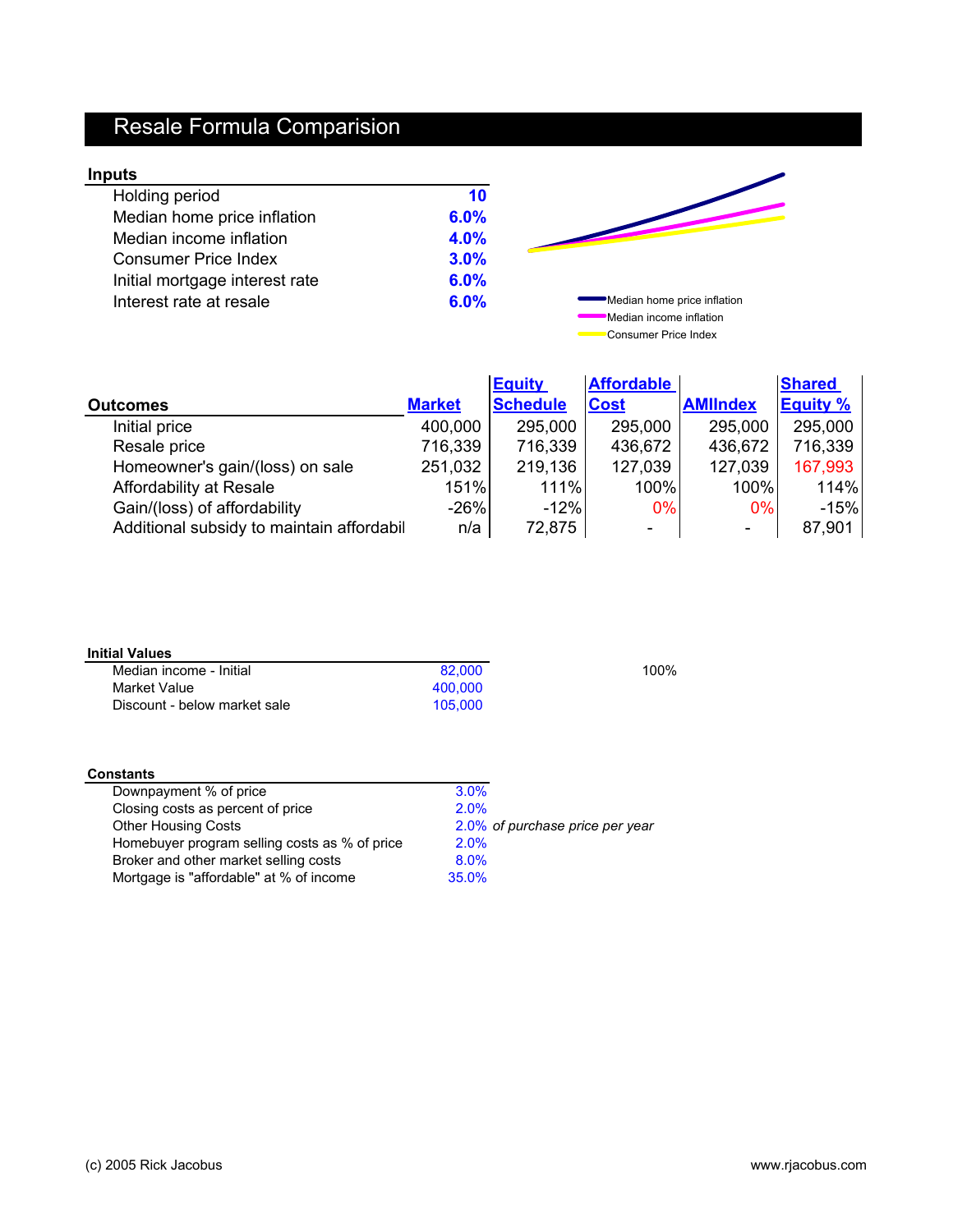# Resale Formula Comparision

## Inputs

| | |
|---|---|
| Holding period | **10** |
| Median home price inflation | **6.0%** |
| Median income inflation | **4.0%** |
| Consumer Price Index | **3.0%** |
| Initial mortgage interest rate | **6.0%** |
| Interest rate at resale | **6.0%** |

Median home price inflation
Median income inflation
Consumer Price Index

| **Outcomes** | **Market** | **Equity Schedule** | **Affordable Cost** | **AMIIndex** | **Shared Equity %** |
|---|---|---|---|---|---|
| Initial price | 400,000 | 295,000 | 295,000 | 295,000 | 295,000 |
| Resale price | 716,339 | 716,339 | 436,672 | 436,672 | 716,339 |
| Homeowner's gain/(loss) on sale | 251,032 | 219,136 | 127,039 | 127,039 | 167,993 |
| Affordability at Resale | 151% | 111% | 100% | 100% | 114% |
| Gain/(loss) of affordability | -26% | -12% | 0% | 0% | -15% |
| Additional subsidy to maintain affordabil | n/a | 72,875 | - | - | 87,901 |

**Initial Values**

| | | |
|---|---|---|
| Median income - Initial | 82,000 | 100% |
| Market Value | 400,000 | |
| Discount - below market sale | 105,000 | |

**Constants**

| | | |
|---|---|---|
| Downpayment % of price | 3.0% | |
| Closing costs as percent of price | 2.0% | |
| Other Housing Costs | 2.0% | *of purchase price per year* |
| Homebuyer program selling costs as % of price | 2.0% | |
| Broker and other market selling costs | 8.0% | |
| Mortgage is "affordable" at % of income | 35.0% | |

(c) 2005 Rick Jacobus www.rjacobus.com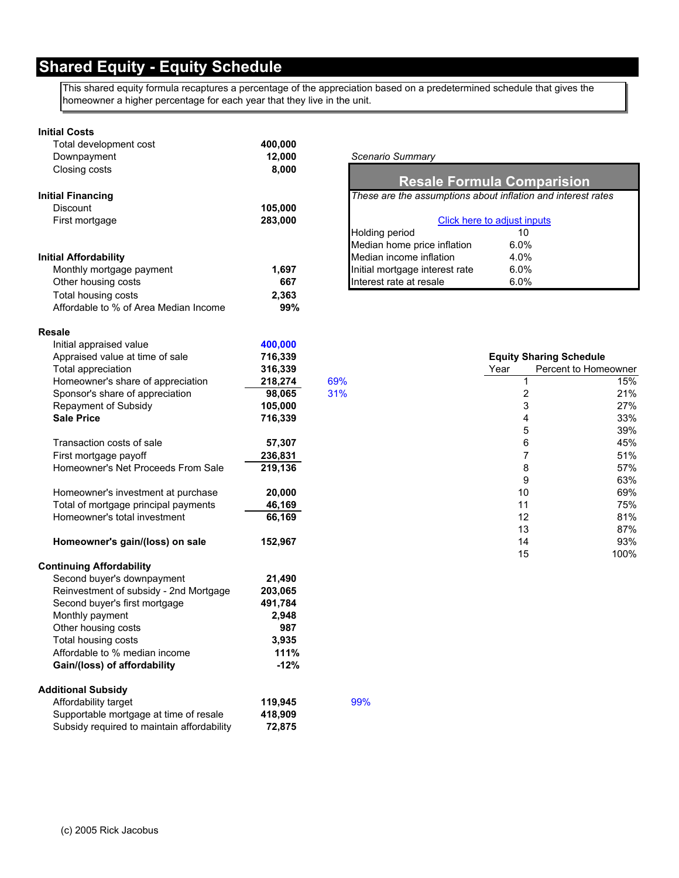# Shared Equity - Equity Schedule

This shared equity formula recaptures a percentage of the appreciation based on a predetermined schedule that gives the homeowner a higher percentage for each year that they live in the unit.

**Initial Costs**

| | |
|---|---|
| Total development cost | **400,000** |
| Downpayment | **12,000** |
| Closing costs | **8,000** |

**Initial Financing**

| | |
|---|---|
| Discount | **105,000** |
| First mortgage | **283,000** |

**Initial Affordability**

| | |
|---|---|
| Monthly mortgage payment | **1,697** |
| Other housing costs | **667** |
| Total housing costs | **2,363** |
| Affordable to % of Area Median Income | **99%** |

**Resale**

| | | |
|---|---|---|
| Initial appraised value | **400,000** | |
| Appraised value at time of sale | **716,339** | |
| Total appreciation | **316,339** | |
| Homeowner's share of appreciation | **218,274** | 69% |
| Sponsor's share of appreciation | **98,065** | 31% |
| Repayment of Subsidy | **105,000** | |
| **Sale Price** | **716,339** | |
| Transaction costs of sale | **57,307** | |
| First mortgage payoff | **236,831** | |
| Homeowner's Net Proceeds From Sale | **219,136** | |
| Homeowner's investment at purchase | **20,000** | |
| Total of mortgage principal payments | **46,169** | |
| Homeowner's total investment | **66,169** | |
| **Homeowner's gain/(loss) on sale** | **152,967** | |

**Continuing Affordability**

| | |
|---|---|
| Second buyer's downpayment | **21,490** |
| Reinvestment of subsidy - 2nd Mortgage | **203,065** |
| Second buyer's first mortgage | **491,784** |
| Monthly payment | **2,948** |
| Other housing costs | **987** |
| Total housing costs | **3,935** |
| Affordable to % median income | **111%** |
| **Gain/(loss) of affordability** | **-12%** |

**Additional Subsidy**

| | | |
|---|---|---|
| Affordability target | **119,945** | 99% |
| Supportable mortgage at time of resale | **418,909** | |
| Subsidy required to maintain affordability | **72,875** | |

*Scenario Summary*

## Resale Formula Comparision

*These are the assumptions about inflation and interest rates*

Click here to adjust inputs

| | |
|---|---|
| Holding period | 10 |
| Median home price inflation | 6.0% |
| Median income inflation | 4.0% |
| Initial mortgage interest rate | 6.0% |
| Interest rate at resale | 6.0% |

**Equity Sharing Schedule**

| Year | Percent to Homeowner |
|---|---|
| 1 | 15% |
| 2 | 21% |
| 3 | 27% |
| 4 | 33% |
| 5 | 39% |
| 6 | 45% |
| 7 | 51% |
| 8 | 57% |
| 9 | 63% |
| 10 | 69% |
| 11 | 75% |
| 12 | 81% |
| 13 | 87% |
| 14 | 93% |
| 15 | 100% |

(c) 2005 Rick Jacobus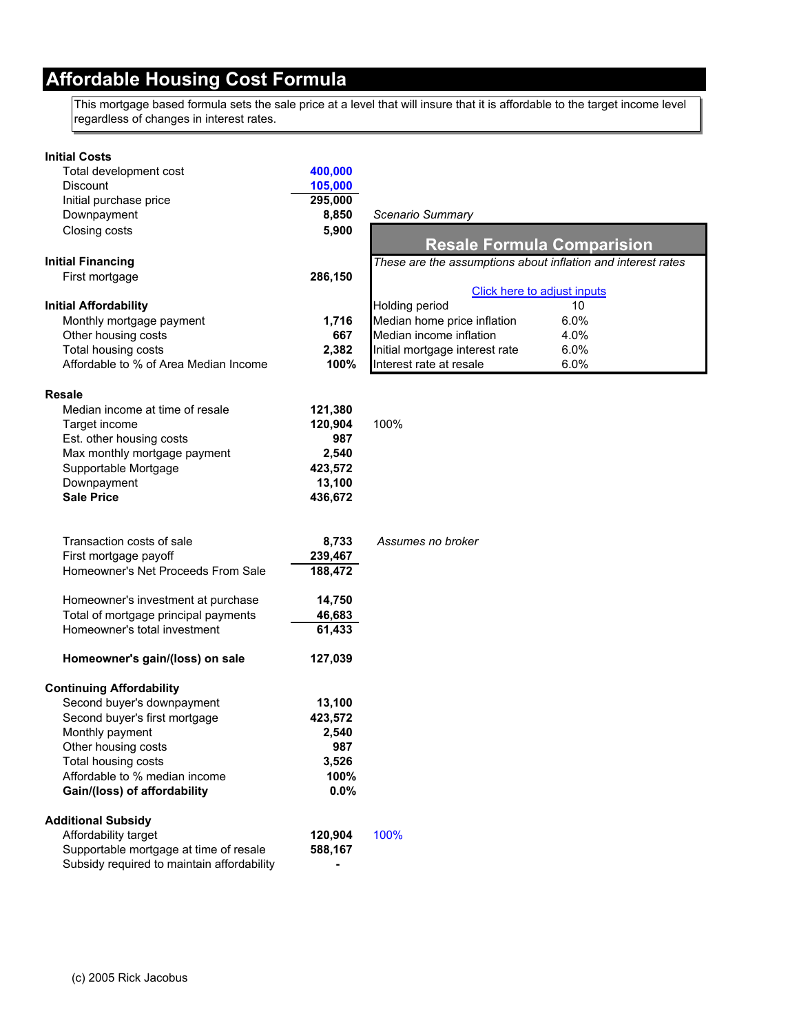# Affordable Housing Cost Formula

This mortgage based formula sets the sale price at a level that will insure that it is affordable to the target income level regardless of changes in interest rates.

| | | |
|---|---|---|
| **Initial Costs** | | |
| Total development cost | 400,000 | |
| Discount | 105,000 | |
| Initial purchase price | 295,000 | |
| Downpayment | 8,850 | |
| Closing costs | 5,900 | |
| **Initial Financing** | | |
| First mortgage | 286,150 | |
| **Initial Affordability** | | |
| Monthly mortgage payment | 1,716 | |
| Other housing costs | 667 | |
| Total housing costs | 2,382 | |
| Affordable to % of Area Median Income | 100% | |
| **Resale** | | |
| Median income at time of resale | 121,380 | |
| Target income | 120,904 | 100% |
| Est. other housing costs | 987 | |
| Max monthly mortgage payment | 2,540 | |
| Supportable Mortgage | 423,572 | |
| Downpayment | 13,100 | |
| **Sale Price** | 436,672 | |
| Transaction costs of sale | 8,733 | *Assumes no broker* |
| First mortgage payoff | 239,467 | |
| Homeowner's Net Proceeds From Sale | 188,472 | |
| Homeowner's investment at purchase | 14,750 | |
| Total of mortgage principal payments | 46,683 | |
| Homeowner's total investment | 61,433 | |
| **Homeowner's gain/(loss) on sale** | 127,039 | |
| **Continuing Affordability** | | |
| Second buyer's downpayment | 13,100 | |
| Second buyer's first mortgage | 423,572 | |
| Monthly payment | 2,540 | |
| Other housing costs | 987 | |
| Total housing costs | 3,526 | |
| Affordable to % median income | 100% | |
| **Gain/(loss) of affordability** | 0.0% | |
| **Additional Subsidy** | | |
| Affordability target | 120,904 | 100% |
| Supportable mortgage at time of resale | 588,167 | |
| Subsidy required to maintain affordability | - | |

*Scenario Summary*

## Resale Formula Comparision

*These are the assumptions about inflation and interest rates*

[Click here to adjust inputs]

| | |
|---|---|
| Holding period | 10 |
| Median home price inflation | 6.0% |
| Median income inflation | 4.0% |
| Initial mortgage interest rate | 6.0% |
| Interest rate at resale | 6.0% |

(c) 2005 Rick Jacobus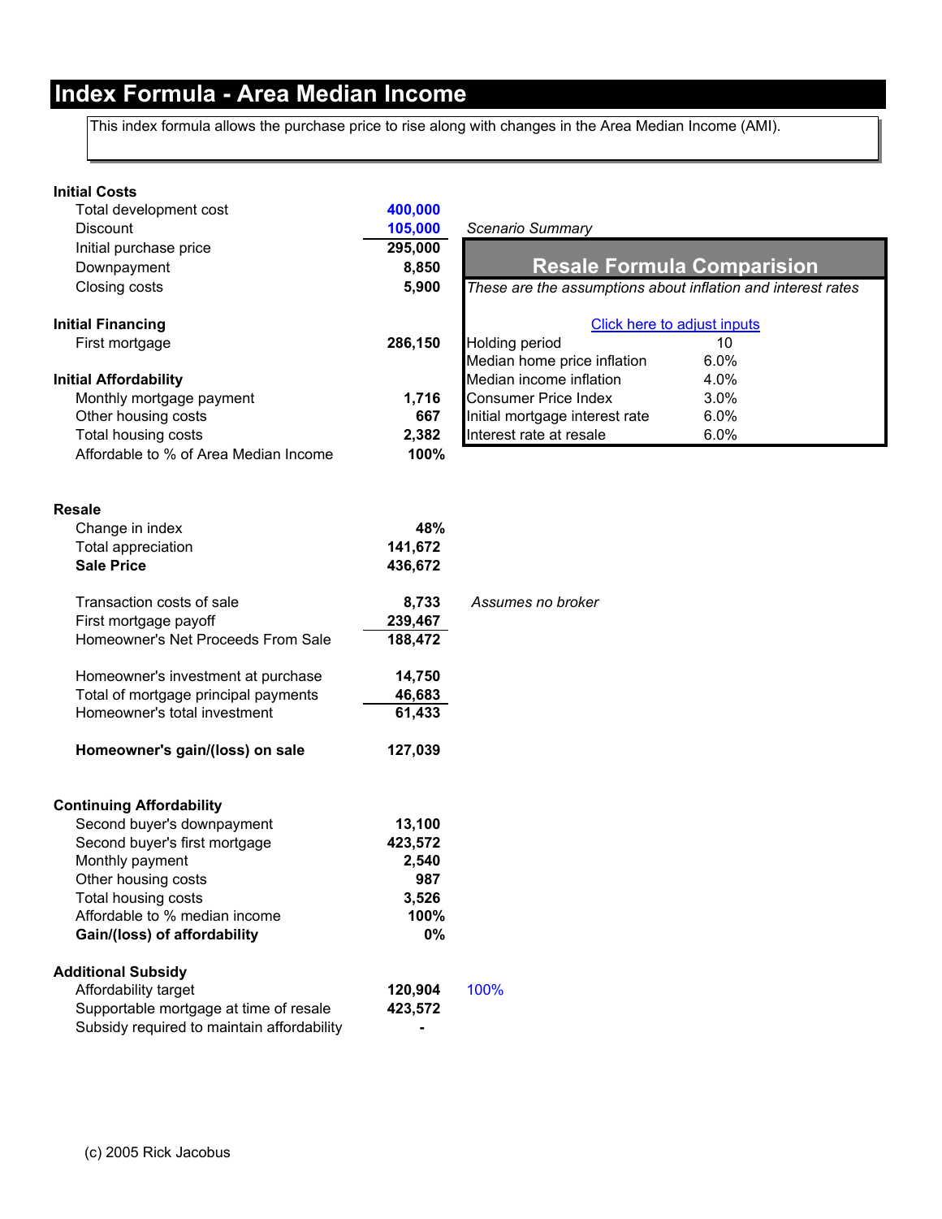# Index Formula - Area Median Income

This index formula allows the purchase price to rise along with changes in the Area Median Income (AMI).

| | | |
|---|---|---|
| **Initial Costs** | | |
| Total development cost | 400,000 | |
| Discount | 105,000 | *Scenario Summary* |
| Initial purchase price | 295,000 | |
| Downpayment | 8,850 | |
| Closing costs | 5,900 | |
| **Initial Financing** | | |
| First mortgage | 286,150 | |
| **Initial Affordability** | | |
| Monthly mortgage payment | 1,716 | |
| Other housing costs | 667 | |
| Total housing costs | 2,382 | |
| Affordable to % of Area Median Income | 100% | |

## Resale Formula Comparision

*These are the assumptions about inflation and interest rates*

Click here to adjust inputs

| | |
|---|---|
| Holding period | 10 |
| Median home price inflation | 6.0% |
| Median income inflation | 4.0% |
| Consumer Price Index | 3.0% |
| Initial mortgage interest rate | 6.0% |
| Interest rate at resale | 6.0% |

| | | |
|---|---|---|
| **Resale** | | |
| Change in index | 48% | |
| Total appreciation | 141,672 | |
| **Sale Price** | 436,672 | |
| Transaction costs of sale | 8,733 | *Assumes no broker* |
| First mortgage payoff | 239,467 | |
| Homeowner's Net Proceeds From Sale | 188,472 | |
| Homeowner's investment at purchase | 14,750 | |
| Total of mortgage principal payments | 46,683 | |
| Homeowner's total investment | 61,433 | |
| **Homeowner's gain/(loss) on sale** | 127,039 | |
| **Continuing Affordability** | | |
| Second buyer's downpayment | 13,100 | |
| Second buyer's first mortgage | 423,572 | |
| Monthly payment | 2,540 | |
| Other housing costs | 987 | |
| Total housing costs | 3,526 | |
| Affordable to % median income | 100% | |
| **Gain/(loss) of affordability** | 0% | |
| **Additional Subsidy** | | |
| Affordability target | 120,904 | 100% |
| Supportable mortgage at time of resale | 423,572 | |
| Subsidy required to maintain affordability | - | |

(c) 2005 Rick Jacobus